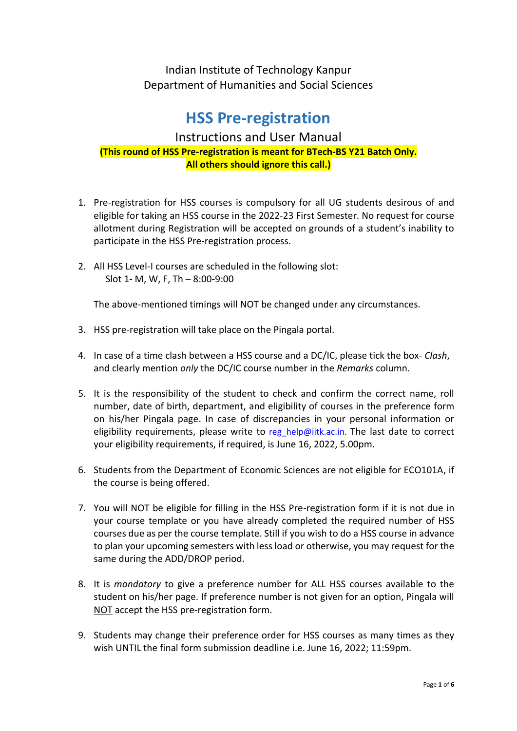Indian Institute of Technology Kanpur
Department of Humanities and Social Sciences

# HSS Pre-registration

## Instructions and User Manual

**(This round of HSS Pre-registration is meant for BTech-BS Y21 Batch Only. All others should ignore this call.)**

1. Pre-registration for HSS courses is compulsory for all UG students desirous of and eligible for taking an HSS course in the 2022-23 First Semester. No request for course allotment during Registration will be accepted on grounds of a student's inability to participate in the HSS Pre-registration process.

2. All HSS Level-I courses are scheduled in the following slot:
   Slot 1- M, W, F, Th – 8:00-9:00

   The above-mentioned timings will NOT be changed under any circumstances.

3. HSS pre-registration will take place on the Pingala portal.

4. In case of a time clash between a HSS course and a DC/IC, please tick the box- *Clash*, and clearly mention *only* the DC/IC course number in the *Remarks* column.

5. It is the responsibility of the student to check and confirm the correct name, roll number, date of birth, department, and eligibility of courses in the preference form on his/her Pingala page. In case of discrepancies in your personal information or eligibility requirements, please write to reg_help@iitk.ac.in. The last date to correct your eligibility requirements, if required, is June 16, 2022, 5.00pm.

6. Students from the Department of Economic Sciences are not eligible for ECO101A, if the course is being offered.

7. You will NOT be eligible for filling in the HSS Pre-registration form if it is not due in your course template or you have already completed the required number of HSS courses due as per the course template. Still if you wish to do a HSS course in advance to plan your upcoming semesters with less load or otherwise, you may request for the same during the ADD/DROP period.

8. It is *mandatory* to give a preference number for ALL HSS courses available to the student on his/her page. If preference number is not given for an option, Pingala will NOT accept the HSS pre-registration form.

9. Students may change their preference order for HSS courses as many times as they wish UNTIL the final form submission deadline i.e. June 16, 2022; 11:59pm.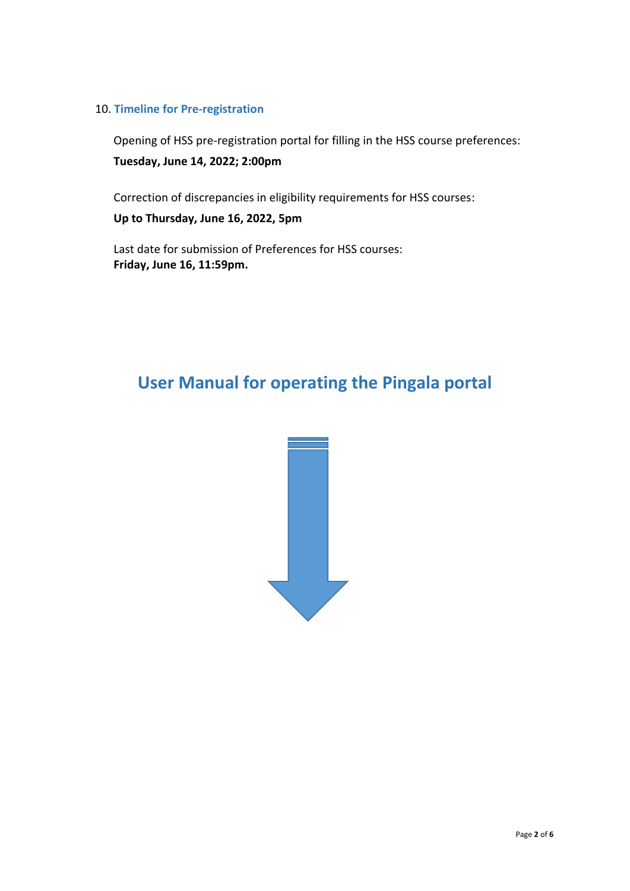10. **Timeline for Pre-registration**

Opening of HSS pre-registration portal for filling in the HSS course preferences:
**Tuesday, June 14, 2022; 2:00pm**

Correction of discrepancies in eligibility requirements for HSS courses:
**Up to Thursday, June 16, 2022, 5pm**

Last date for submission of Preferences for HSS courses:
**Friday, June 16, 11:59pm.**

## User Manual for operating the Pingala portal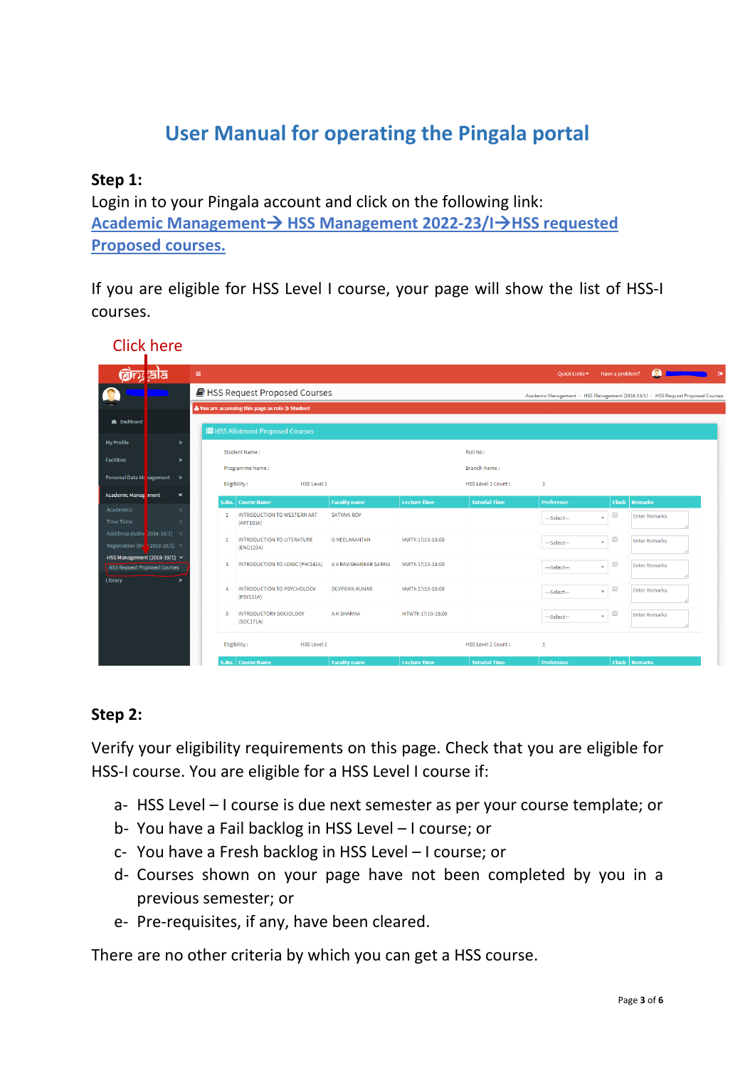# User Manual for operating the Pingala portal

**Step 1:**

Login in to your Pingala account and click on the following link:
Academic Management→ HSS Management 2022-23/I→HSS requested Proposed courses.

If you are eligible for HSS Level I course, your page will show the list of HSS-I courses.

Click here

**Step 2:**

Verify your eligibility requirements on this page. Check that you are eligible for HSS-I course. You are eligible for a HSS Level I course if:

- a- HSS Level – I course is due next semester as per your course template; or
- b- You have a Fail backlog in HSS Level – I course; or
- c- You have a Fresh backlog in HSS Level – I course; or
- d- Courses shown on your page have not been completed by you in a previous semester; or
- e- Pre-requisites, if any, have been cleared.

There are no other criteria by which you can get a HSS course.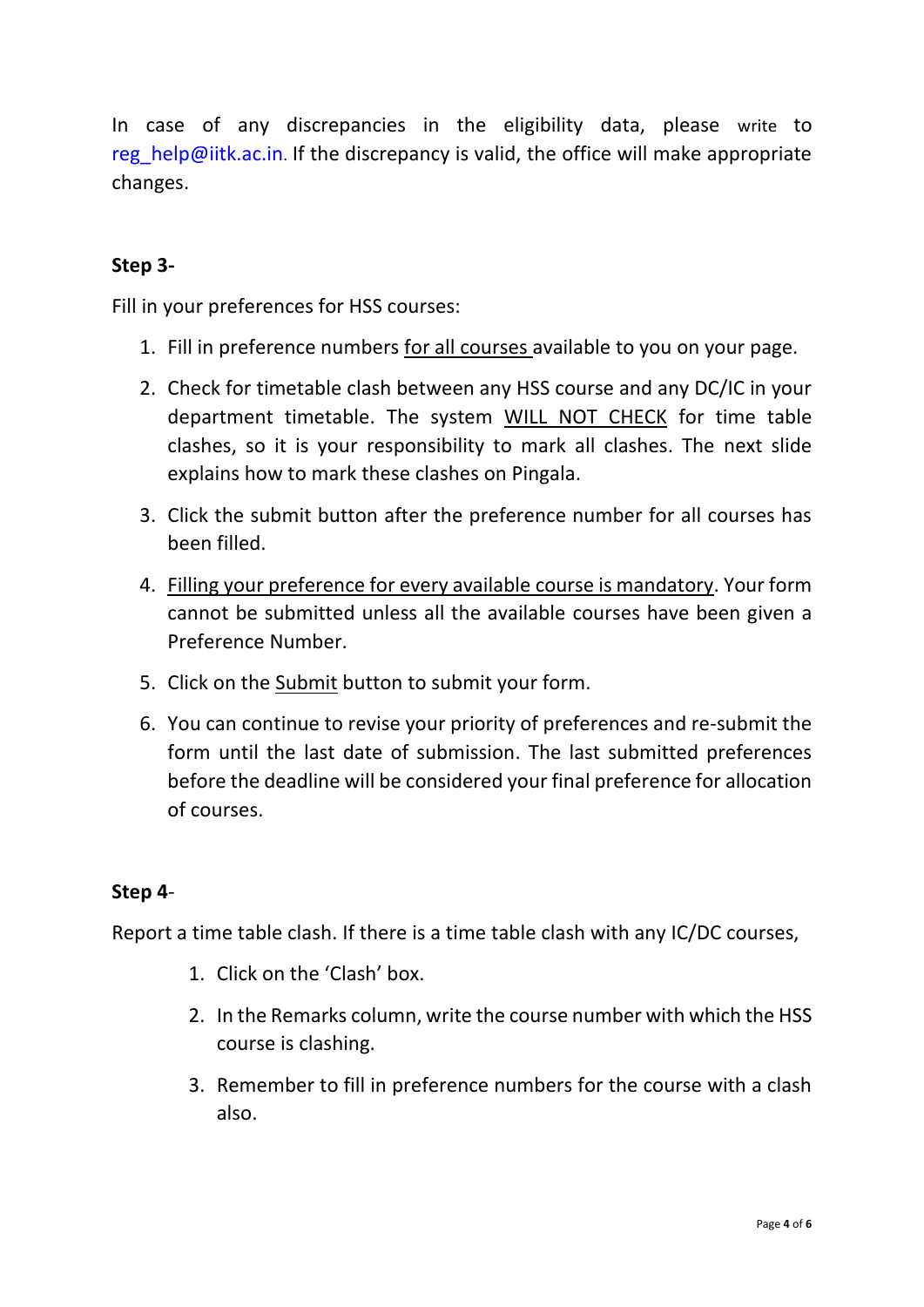In case of any discrepancies in the eligibility data, please write to reg_help@iitk.ac.in. If the discrepancy is valid, the office will make appropriate changes.

**Step 3-**

Fill in your preferences for HSS courses:

1. Fill in preference numbers <u>for all courses</u> available to you on your page.
2. Check for timetable clash between any HSS course and any DC/IC in your department timetable. The system <u>WILL NOT CHECK</u> for time table clashes, so it is your responsibility to mark all clashes. The next slide explains how to mark these clashes on Pingala.
3. Click the submit button after the preference number for all courses has been filled.
4. <u>Filling your preference for every available course is mandatory</u>. Your form cannot be submitted unless all the available courses have been given a Preference Number.
5. Click on the <u>Submit</u> button to submit your form.
6. You can continue to revise your priority of preferences and re-submit the form until the last date of submission. The last submitted preferences before the deadline will be considered your final preference for allocation of courses.

**Step 4**-

Report a time table clash. If there is a time table clash with any IC/DC courses,

1. Click on the 'Clash' box.
2. In the Remarks column, write the course number with which the HSS course is clashing.
3. Remember to fill in preference numbers for the course with a clash also.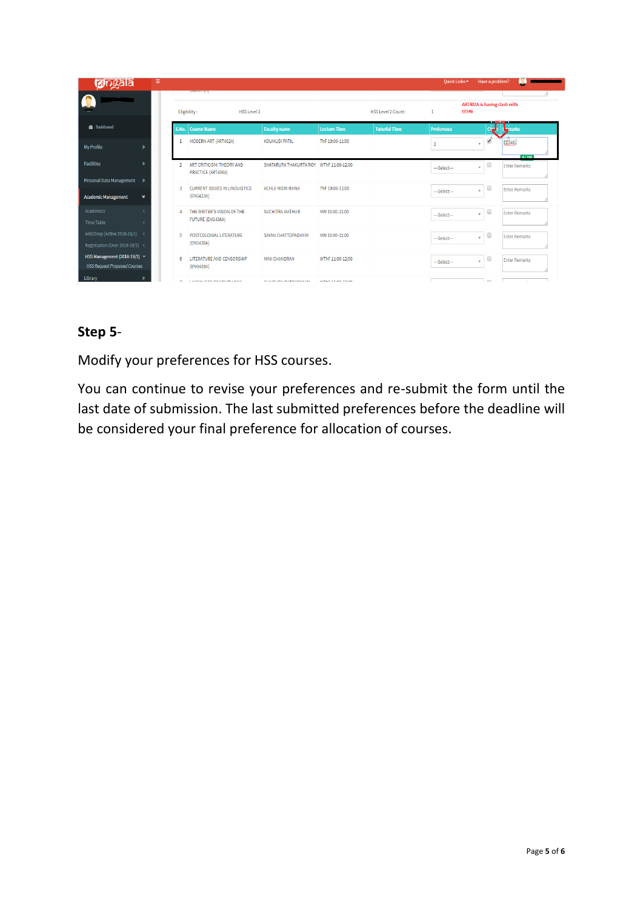**Step 5**-

Modify your preferences for HSS courses.

You can continue to revise your preferences and re-submit the form until the last date of submission. The last submitted preferences before the deadline will be considered your final preference for allocation of courses.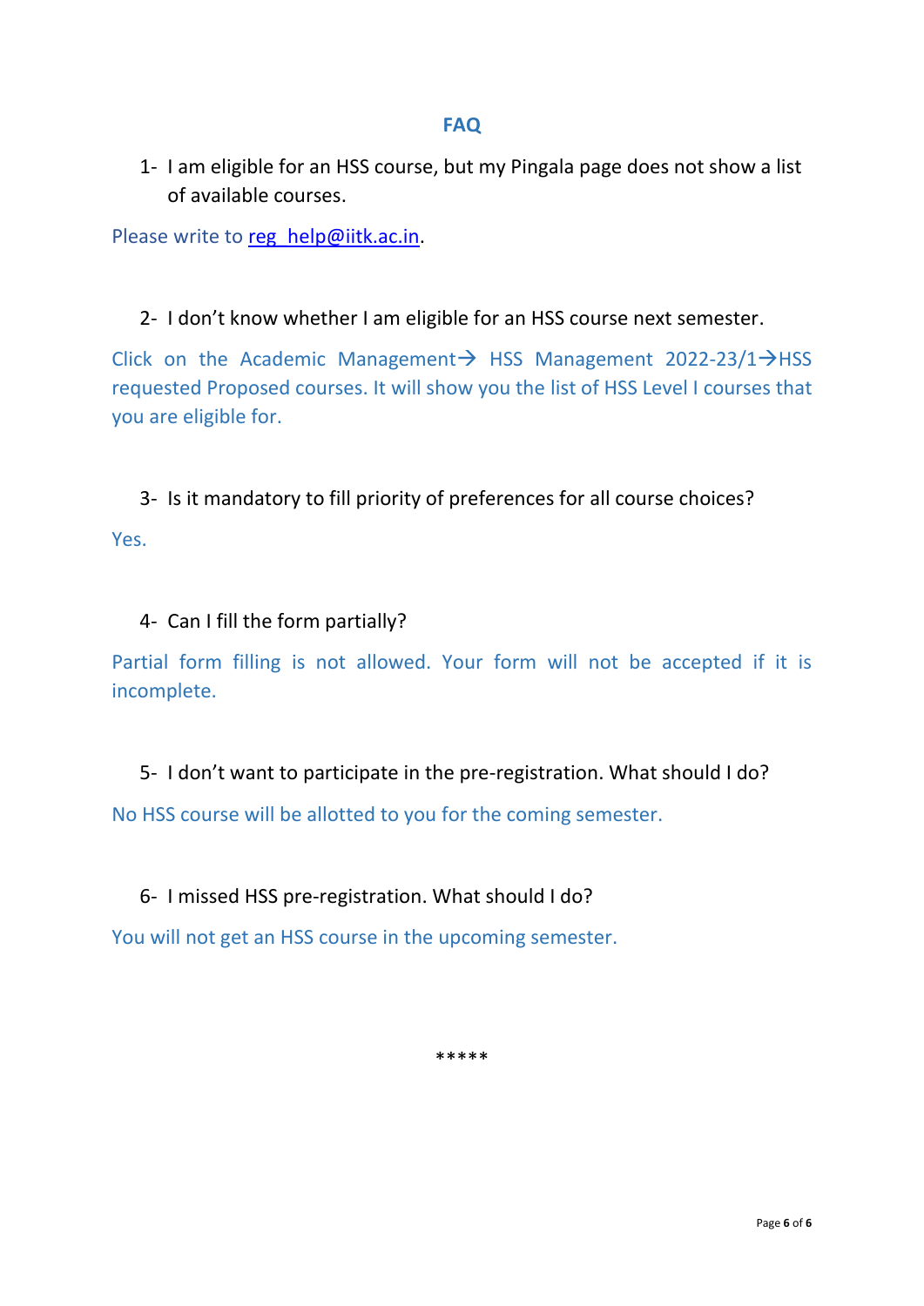## FAQ

1- I am eligible for an HSS course, but my Pingala page does not show a list of available courses.

Please write to reg_help@iitk.ac.in.

2- I don't know whether I am eligible for an HSS course next semester.

Click on the Academic Management→ HSS Management 2022-23/1→HSS requested Proposed courses. It will show you the list of HSS Level I courses that you are eligible for.

3- Is it mandatory to fill priority of preferences for all course choices?

Yes.

4- Can I fill the form partially?

Partial form filling is not allowed. Your form will not be accepted if it is incomplete.

5- I don't want to participate in the pre-registration. What should I do?

No HSS course will be allotted to you for the coming semester.

6- I missed HSS pre-registration. What should I do?

You will not get an HSS course in the upcoming semester.

*****